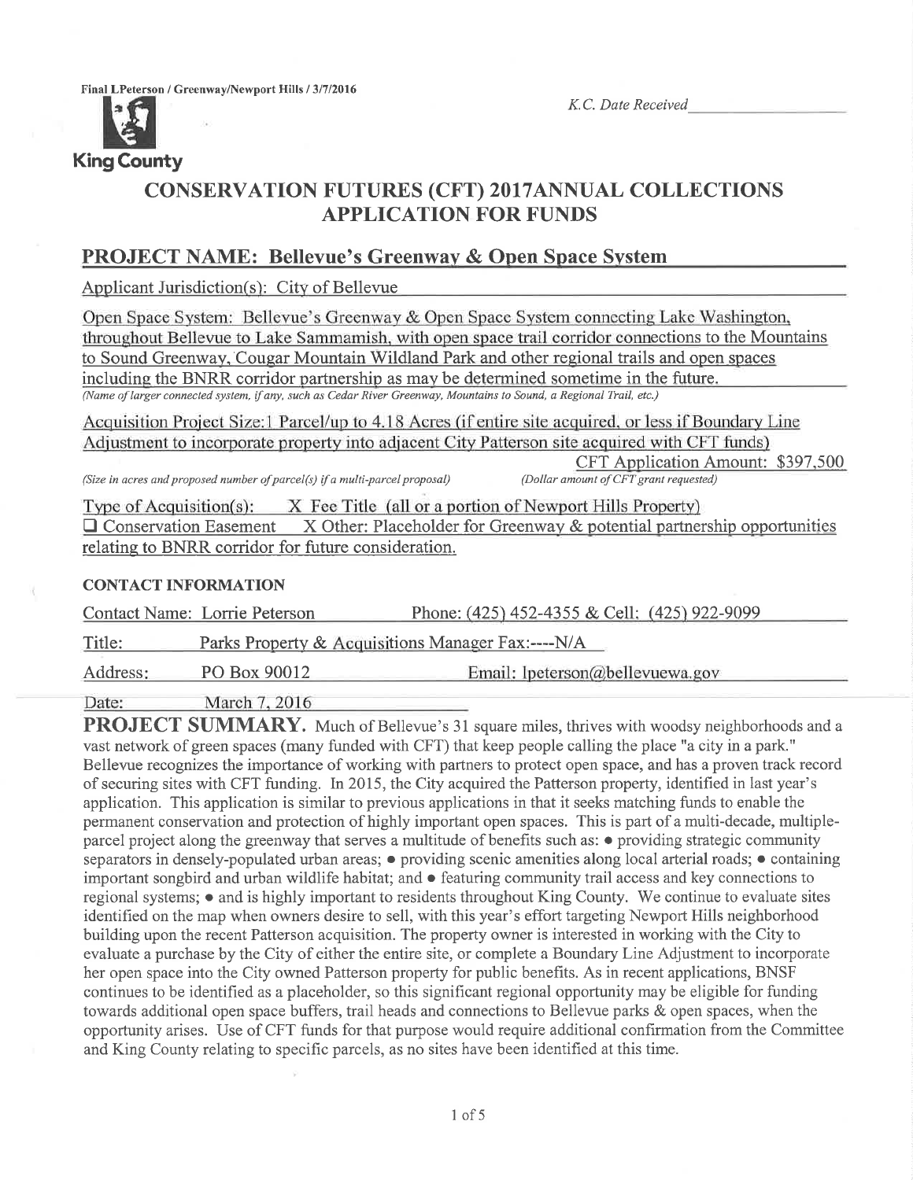Final LPeterson / Greenway/Newport Hills / 3/7/2016

*K.C. Date Received* \_\_\_\_\_\_\_\_\_\_\_\_\_\_\_\_

King County

# CONSERVATION FUTURES (CFT) 2017ANNUAL COLLECTIONS APPLICATION FOR FUNDS

## PROJECT NAME: Bellevue's Greenway & Open Space System

Applicant Jurisdiction(s): City of Bellevue

Open Space System: Bellevue's Greenway & Open Space System connecting Lake Washington, throughout Bellevue to Lake Sammamish, with open space trail corridor connections to the Mountains to Sound Greenway, Cougar Mountain Wildland Park and other regional trails and open spaces including the BNRR corridor partnership as may be determined sometime in the future.
*(Name of larger connected system, if any, such as Cedar River Greenway, Mountains to Sound, a Regional Trail, etc.)*

Acquisition Project Size:1 Parcel/up to 4.18 Acres (if entire site acquired, or less if Boundary Line Adjustment to incorporate property into adjacent City Patterson site acquired with CFT funds)
*(Size in acres and proposed number of parcel(s) if a multi-parcel proposal)*

CFT Application Amount: $397,500
*(Dollar amount of CFT grant requested)*

Type of Acquisition(s): X Fee Title (all or a portion of Newport Hills Property)
☐ Conservation Easement X Other: Placeholder for Greenway & potential partnership opportunities relating to BNRR corridor for future consideration.

### CONTACT INFORMATION

Contact Name: Lorrie Peterson Phone: (425) 452-4355 & Cell: (425) 922-9099

Title: Parks Property & Acquisitions Manager Fax:----N/A

Address: PO Box 90012 Email: lpeterson@bellevuewa.gov

Date: March 7, 2016

**PROJECT SUMMARY.** Much of Bellevue's 31 square miles, thrives with woodsy neighborhoods and a vast network of green spaces (many funded with CFT) that keep people calling the place "a city in a park." Bellevue recognizes the importance of working with partners to protect open space, and has a proven track record of securing sites with CFT funding. In 2015, the City acquired the Patterson property, identified in last year's application. This application is similar to previous applications in that it seeks matching funds to enable the permanent conservation and protection of highly important open spaces. This is part of a multi-decade, multiple-parcel project along the greenway that serves a multitude of benefits such as: • providing strategic community separators in densely-populated urban areas; • providing scenic amenities along local arterial roads; • containing important songbird and urban wildlife habitat; and • featuring community trail access and key connections to regional systems; • and is highly important to residents throughout King County. We continue to evaluate sites identified on the map when owners desire to sell, with this year's effort targeting Newport Hills neighborhood building upon the recent Patterson acquisition. The property owner is interested in working with the City to evaluate a purchase by the City of either the entire site, or complete a Boundary Line Adjustment to incorporate her open space into the City owned Patterson property for public benefits. As in recent applications, BNSF continues to be identified as a placeholder, so this significant regional opportunity may be eligible for funding towards additional open space buffers, trail heads and connections to Bellevue parks & open spaces, when the opportunity arises. Use of CFT funds for that purpose would require additional confirmation from the Committee and King County relating to specific parcels, as no sites have been identified at this time.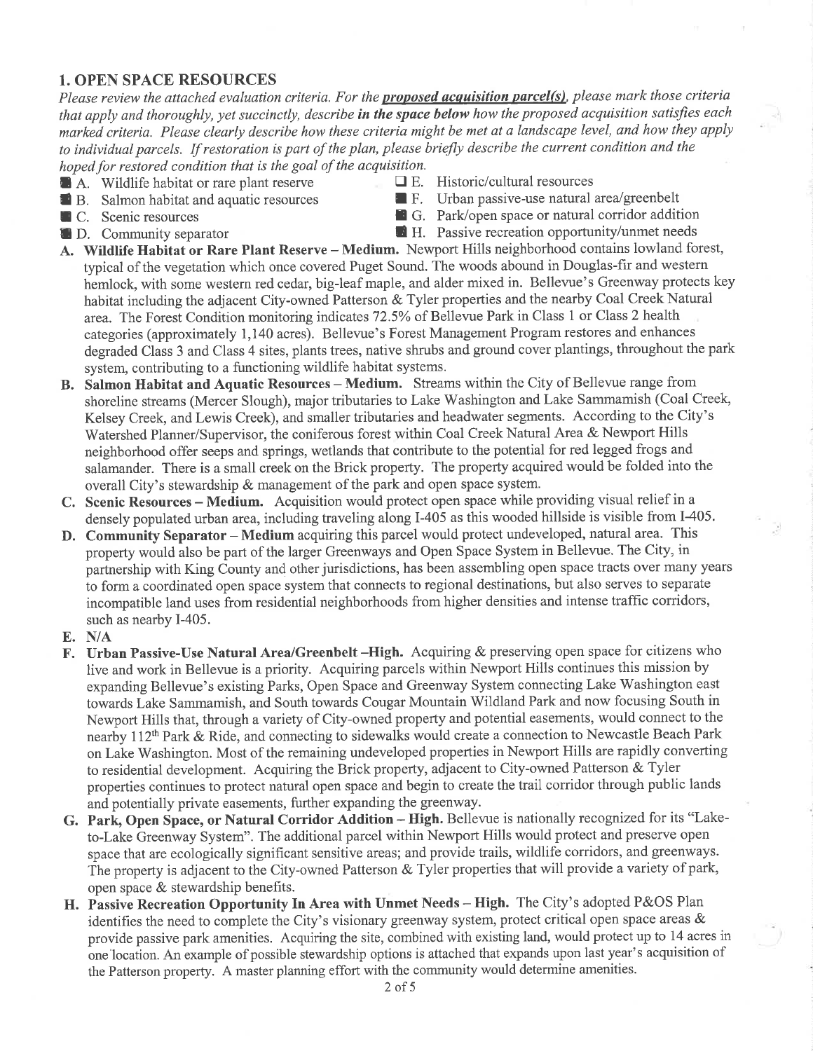## 1. OPEN SPACE RESOURCES

*Please review the attached evaluation criteria. For the* ***proposed acquisition parcel(s)****, please mark those criteria that apply and thoroughly, yet succinctly, describe* ***in the space below*** *how the proposed acquisition satisfies each marked criteria. Please clearly describe how these criteria might be met at a landscape level, and how they apply to individual parcels. If restoration is part of the plan, please briefly describe the current condition and the hoped for restored condition that is the goal of the acquisition.*

- ■ A. Wildlife habitat or rare plant reserve
- ■ B. Salmon habitat and aquatic resources
- ■ C. Scenic resources
- ■ D. Community separator
- ☐ E. Historic/cultural resources
- ■ F. Urban passive-use natural area/greenbelt
- ■ G. Park/open space or natural corridor addition
- ■ H. Passive recreation opportunity/unmet needs

**A. Wildlife Habitat or Rare Plant Reserve – Medium.** Newport Hills neighborhood contains lowland forest, typical of the vegetation which once covered Puget Sound. The woods abound in Douglas-fir and western hemlock, with some western red cedar, big-leaf maple, and alder mixed in. Bellevue's Greenway protects key habitat including the adjacent City-owned Patterson & Tyler properties and the nearby Coal Creek Natural area. The Forest Condition monitoring indicates 72.5% of Bellevue Park in Class 1 or Class 2 health categories (approximately 1,140 acres). Bellevue's Forest Management Program restores and enhances degraded Class 3 and Class 4 sites, plants trees, native shrubs and ground cover plantings, throughout the park system, contributing to a functioning wildlife habitat systems.

**B. Salmon Habitat and Aquatic Resources – Medium.** Streams within the City of Bellevue range from shoreline streams (Mercer Slough), major tributaries to Lake Washington and Lake Sammamish (Coal Creek, Kelsey Creek, and Lewis Creek), and smaller tributaries and headwater segments. According to the City's Watershed Planner/Supervisor, the coniferous forest within Coal Creek Natural Area & Newport Hills neighborhood offer seeps and springs, wetlands that contribute to the potential for red legged frogs and salamander. There is a small creek on the Brick property. The property acquired would be folded into the overall City's stewardship & management of the park and open space system.

**C. Scenic Resources – Medium.** Acquisition would protect open space while providing visual relief in a densely populated urban area, including traveling along I-405 as this wooded hillside is visible from I-405.

**D. Community Separator – Medium** acquiring this parcel would protect undeveloped, natural area. This property would also be part of the larger Greenways and Open Space System in Bellevue. The City, in partnership with King County and other jurisdictions, has been assembling open space tracts over many years to form a coordinated open space system that connects to regional destinations, but also serves to separate incompatible land uses from residential neighborhoods from higher densities and intense traffic corridors, such as nearby I-405.

**E. N/A**

**F. Urban Passive-Use Natural Area/Greenbelt –High.** Acquiring & preserving open space for citizens who live and work in Bellevue is a priority. Acquiring parcels within Newport Hills continues this mission by expanding Bellevue's existing Parks, Open Space and Greenway System connecting Lake Washington east towards Lake Sammamish, and South towards Cougar Mountain Wildland Park and now focusing South in Newport Hills that, through a variety of City-owned property and potential easements, would connect to the nearby 112th Park & Ride, and connecting to sidewalks would create a connection to Newcastle Beach Park on Lake Washington. Most of the remaining undeveloped properties in Newport Hills are rapidly converting to residential development. Acquiring the Brick property, adjacent to City-owned Patterson & Tyler properties continues to protect natural open space and begin to create the trail corridor through public lands and potentially private easements, further expanding the greenway.

**G. Park, Open Space, or Natural Corridor Addition – High.** Bellevue is nationally recognized for its "Lake-to-Lake Greenway System". The additional parcel within Newport Hills would protect and preserve open space that are ecologically significant sensitive areas; and provide trails, wildlife corridors, and greenways. The property is adjacent to the City-owned Patterson & Tyler properties that will provide a variety of park, open space & stewardship benefits.

**H. Passive Recreation Opportunity In Area with Unmet Needs – High.** The City's adopted P&OS Plan identifies the need to complete the City's visionary greenway system, protect critical open space areas & provide passive park amenities. Acquiring the site, combined with existing land, would protect up to 14 acres in one location. An example of possible stewardship options is attached that expands upon last year's acquisition of the Patterson property. A master planning effort with the community would determine amenities.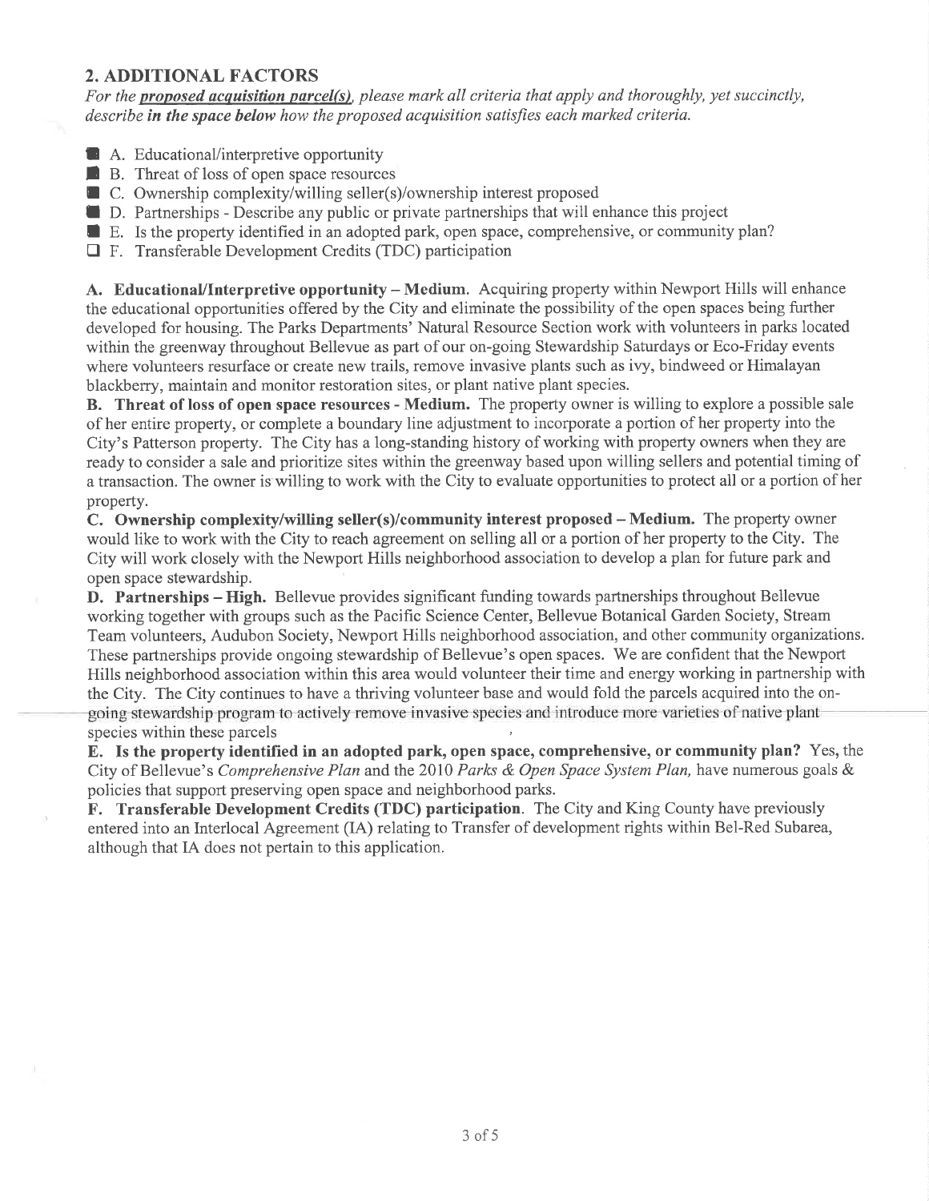## 2. ADDITIONAL FACTORS

*For the **proposed acquisition parcel(s)**, please mark all criteria that apply and thoroughly, yet succinctly, describe **in the space below** how the proposed acquisition satisfies each marked criteria.*

- [x] A. Educational/interpretive opportunity
- [x] B. Threat of loss of open space resources
- [x] C. Ownership complexity/willing seller(s)/ownership interest proposed
- [x] D. Partnerships - Describe any public or private partnerships that will enhance this project
- [x] E. Is the property identified in an adopted park, open space, comprehensive, or community plan?
- [ ] F. Transferable Development Credits (TDC) participation

**A. Educational/Interpretive opportunity – Medium.** Acquiring property within Newport Hills will enhance the educational opportunities offered by the City and eliminate the possibility of the open spaces being further developed for housing. The Parks Departments' Natural Resource Section work with volunteers in parks located within the greenway throughout Bellevue as part of our on-going Stewardship Saturdays or Eco-Friday events where volunteers resurface or create new trails, remove invasive plants such as ivy, bindweed or Himalayan blackberry, maintain and monitor restoration sites, or plant native plant species.

**B. Threat of loss of open space resources - Medium.** The property owner is willing to explore a possible sale of her entire property, or complete a boundary line adjustment to incorporate a portion of her property into the City's Patterson property. The City has a long-standing history of working with property owners when they are ready to consider a sale and prioritize sites within the greenway based upon willing sellers and potential timing of a transaction. The owner is willing to work with the City to evaluate opportunities to protect all or a portion of her property.

**C. Ownership complexity/willing seller(s)/community interest proposed – Medium.** The property owner would like to work with the City to reach agreement on selling all or a portion of her property to the City. The City will work closely with the Newport Hills neighborhood association to develop a plan for future park and open space stewardship.

**D. Partnerships – High.** Bellevue provides significant funding towards partnerships throughout Bellevue working together with groups such as the Pacific Science Center, Bellevue Botanical Garden Society, Stream Team volunteers, Audubon Society, Newport Hills neighborhood association, and other community organizations. These partnerships provide ongoing stewardship of Bellevue's open spaces. We are confident that the Newport Hills neighborhood association within this area would volunteer their time and energy working in partnership with the City. The City continues to have a thriving volunteer base and would fold the parcels acquired into the on-going stewardship program to actively remove invasive species and introduce more varieties of native plant species within these parcels

**E. Is the property identified in an adopted park, open space, comprehensive, or community plan?** Yes, the City of Bellevue's *Comprehensive Plan* and the 2010 *Parks & Open Space System Plan,* have numerous goals & policies that support preserving open space and neighborhood parks.

**F. Transferable Development Credits (TDC) participation**. The City and King County have previously entered into an Interlocal Agreement (IA) relating to Transfer of development rights within Bel-Red Subarea, although that IA does not pertain to this application.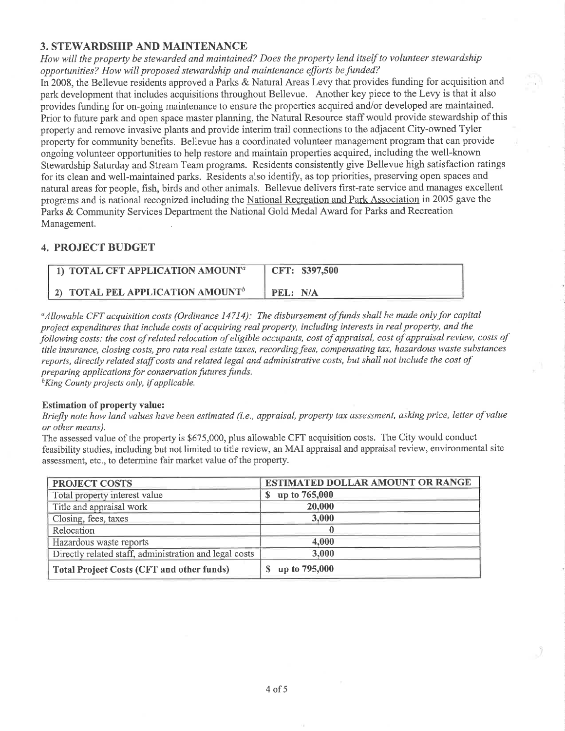## 3. STEWARDSHIP AND MAINTENANCE

*How will the property be stewarded and maintained? Does the property lend itself to volunteer stewardship opportunities? How will proposed stewardship and maintenance efforts be funded?*

In 2008, the Bellevue residents approved a Parks & Natural Areas Levy that provides funding for acquisition and park development that includes acquisitions throughout Bellevue. Another key piece to the Levy is that it also provides funding for on-going maintenance to ensure the properties acquired and/or developed are maintained. Prior to future park and open space master planning, the Natural Resource staff would provide stewardship of this property and remove invasive plants and provide interim trail connections to the adjacent City-owned Tyler property for community benefits. Bellevue has a coordinated volunteer management program that can provide ongoing volunteer opportunities to help restore and maintain properties acquired, including the well-known Stewardship Saturday and Stream Team programs. Residents consistently give Bellevue high satisfaction ratings for its clean and well-maintained parks. Residents also identify, as top priorities, preserving open spaces and natural areas for people, fish, birds and other animals. Bellevue delivers first-rate service and manages excellent programs and is national recognized including the National Recreation and Park Association in 2005 gave the Parks & Community Services Department the National Gold Medal Award for Parks and Recreation Management.

## 4. PROJECT BUDGET

| | |
|---|---|
| **1) TOTAL CFT APPLICATION AMOUNT[a]** | **CFT: $397,500** |
| **2) TOTAL PEL APPLICATION AMOUNT[b]** | **PEL: N/A** |

[a]*Allowable CFT acquisition costs (Ordinance 14714): The disbursement of funds shall be made only for capital project expenditures that include costs of acquiring real property, including interests in real property, and the following costs: the cost of related relocation of eligible occupants, cost of appraisal, cost of appraisal review, costs of title insurance, closing costs, pro rata real estate taxes, recording fees, compensating tax, hazardous waste substances reports, directly related staff costs and related legal and administrative costs, but shall not include the cost of preparing applications for conservation futures funds.*

[b]*King County projects only, if applicable.*

**Estimation of property value:**

*Briefly note how land values have been estimated (i.e., appraisal, property tax assessment, asking price, letter of value or other means).*

The assessed value of the property is $675,000, plus allowable CFT acquisition costs. The City would conduct feasibility studies, including but not limited to title review, an MAI appraisal and appraisal review, environmental site assessment, etc., to determine fair market value of the property.

| PROJECT COSTS | ESTIMATED DOLLAR AMOUNT OR RANGE |
|---|---|
| Total property interest value | $ up to 765,000 |
| Title and appraisal work | 20,000 |
| Closing, fees, taxes | 3,000 |
| Relocation | 0 |
| Hazardous waste reports | 4,000 |
| Directly related staff, administration and legal costs | 3,000 |
| **Total Project Costs (CFT and other funds)** | **$ up to 795,000** |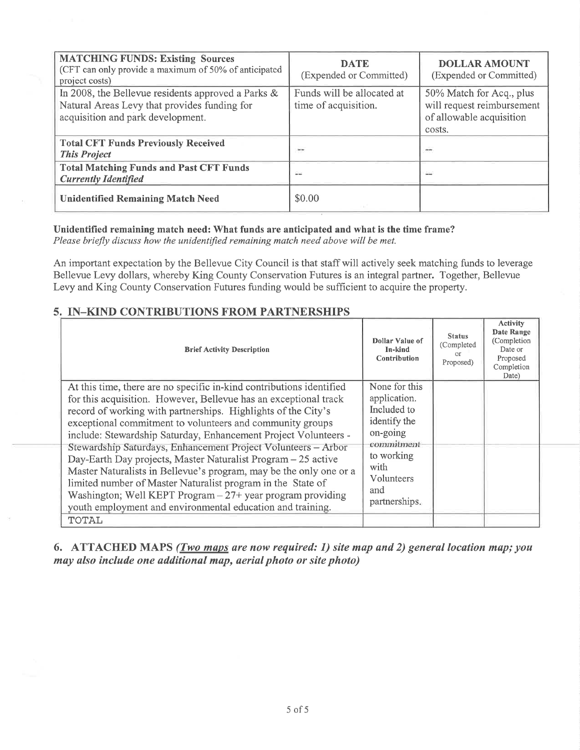| **MATCHING FUNDS: Existing Sources** (CFT can only provide a maximum of 50% of anticipated project costs) | **DATE** (Expended or Committed) | **DOLLAR AMOUNT** (Expended or Committed) |
|---|---|---|
| In 2008, the Bellevue residents approved a Parks & Natural Areas Levy that provides funding for acquisition and park development. | Funds will be allocated at time of acquisition. | 50% Match for Acq., plus will request reimbursement of allowable acquisition costs. |
| **Total CFT Funds Previously Received** ***This Project*** | -- | -- |
| **Total Matching Funds and Past CFT Funds** ***Currently Identified*** | -- | -- |
| **Unidentified Remaining Match Need** | $0.00 | |

**Unidentified remaining match need: What funds are anticipated and what is the time frame?**
*Please briefly discuss how the unidentified remaining match need above will be met.*

An important expectation by the Bellevue City Council is that staff will actively seek matching funds to leverage Bellevue Levy dollars, whereby King County Conservation Futures is an integral partner. Together, Bellevue Levy and King County Conservation Futures funding would be sufficient to acquire the property.

## 5. IN–KIND CONTRIBUTIONS FROM PARTNERSHIPS

| Brief Activity Description | Dollar Value of In-kind Contribution | Status (Completed or Proposed) | Activity Date Range (Completion Date or Proposed Completion Date) |
|---|---|---|---|
| At this time, there are no specific in-kind contributions identified for this acquisition. However, Bellevue has an exceptional track record of working with partnerships. Highlights of the City's exceptional commitment to volunteers and community groups include: Stewardship Saturday, Enhancement Project Volunteers - Stewardship Saturdays, Enhancement Project Volunteers – Arbor Day-Earth Day projects, Master Naturalist Program – 25 active Master Naturalists in Bellevue's program, may be the only one or a limited number of Master Naturalist program in the State of Washington; Well KEPT Program – 27+ year program providing youth employment and environmental education and training. | None for this application. Included to identify the on-going commitment to working with Volunteers and partnerships. | | |
| TOTAL | | | |

## 6. ATTACHED MAPS *(Two maps are now required: 1) site map and 2) general location map; you may also include one additional map, aerial photo or site photo)*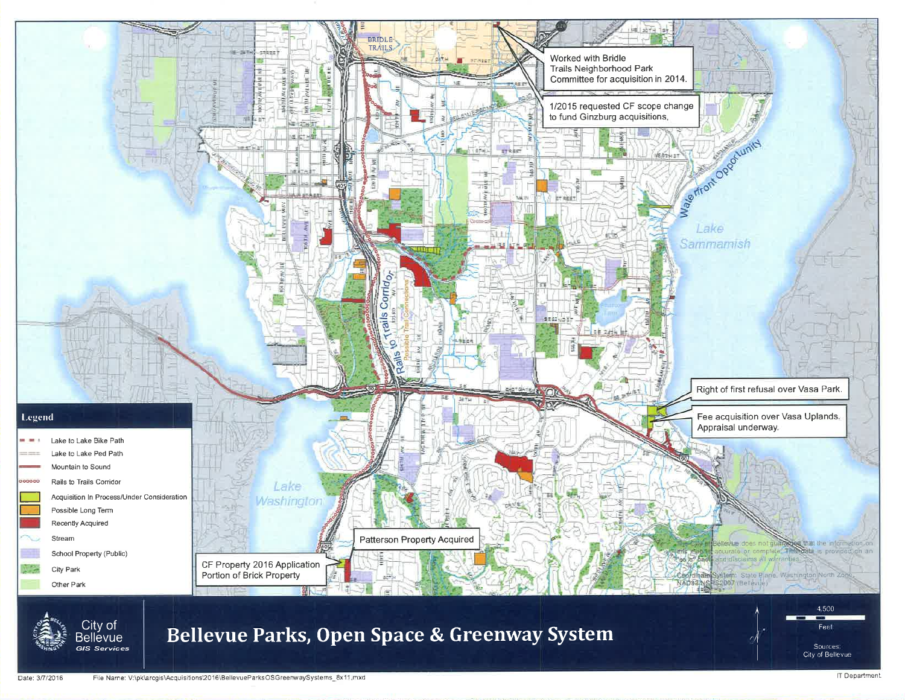# Bellevue Parks, Open Space & Greenway System

City of Bellevue
GIS Services

Worked with Bridle Trails Neighborhood Park Committee for acquisition in 2014.

1/2015 requested CF scope change to fund Ginzburg acquisitions.

Right of first refusal over Vasa Park.

Fee acquisition over Vasa Uplands. Appraisal underway.

Patterson Property Acquired

CF Property 2016 Application
Portion of Brick Property

Waterfront Opportunity

Rails to Trails Corridor

Possible Trail Connections

Lake Sammamish

Lake Washington

BRIDLE TRAILS

## Legend

- Lake to Lake Bike Path
- Lake to Lake Ped Path
- Mountain to Sound
- Rails to Trails Corridor
- Acquisition In Process/Under Consideration
- Possible Long Term
- Recently Acquired
- Stream
- School Property (Public)
- City Park
- Other Park

The City of Bellevue does not guarantee that the information on this map is accurate or complete. This data is provided on an "as is" basis and disclaims all warranties.

Coordinate System: State Plane, Washington North Zone, NAD83 NSRS2007 (Bellevue)

4,500 Feet

Sources: City of Bellevue

Date: 3/7/2016

File Name: V:\pk\arcgis\Acquisitions\2016\BellevueParksOSGreenwaySystems_8x11.mxd

IT Department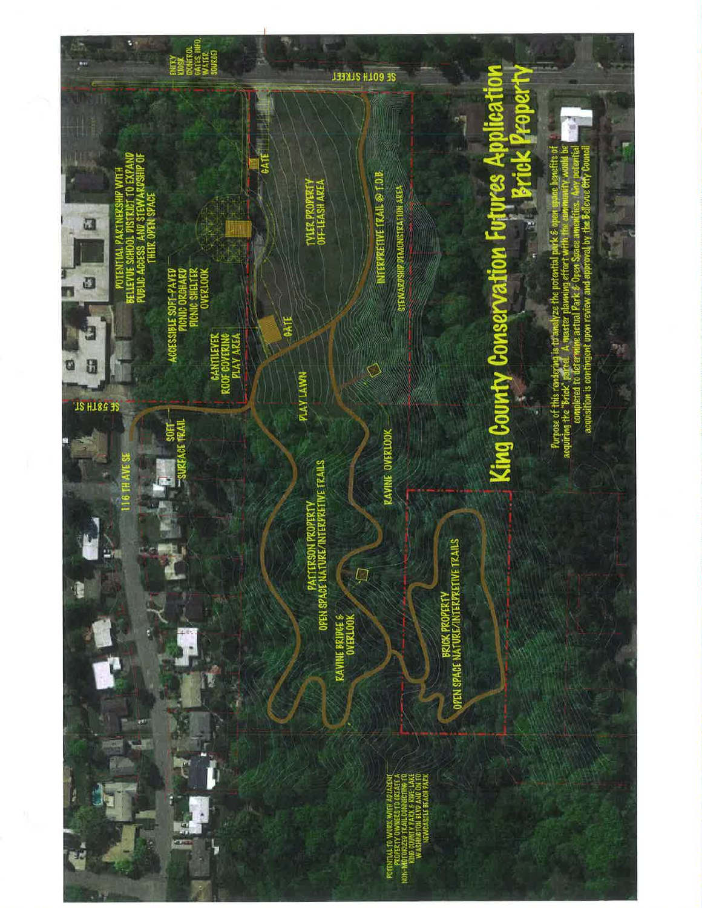# King County Conservation Futures Application
## Brick Property

Purpose of this rendering is to analyze the potential park & open space benefits of acquiring the "Brick" parcel. A master planning effort with the community would be completed to determine actual Park & Open Space amenities. Any potential acquisition is contingent upon review and approval by the Bellevue City Council

ENTRY KIOSK (CONTROL GATES INFO, WATER SOURCE)

SE 60TH STREET

POTENTIAL PARTNERSHIP WITH BELLEVUE SCHOOL DISTRICT TO EXPAND PUBLIC ACCESS AND STEWARDSHIP OF THEIR OPEN SPACE

ACCESSIBLE SOFT-PAVED PICNIC ORCHARD PICNIC SHELTER OVERLOOK

CANTILEVER ROOF COVERING PLAY AREA

GATE

GATE

TYLER PROPERTY OFF-LEASH AREA

INTERPRETIVE TRAIL @ T.O.B

STEWARDSHIP DEMONSTRATION AREA

SE 58TH ST

116 TH AVE SE

SOFT-SURFACE TRAIL

PLAY LAWN

RAVINE OVERLOOK

PATTERSON PROPERTY OPEN SPACE NATURE/INTERPRETIVE TRAILS

RAVINE BRIDGE & OVERLOOK

BRICK PROPERTY OPEN SPACE NATURE/INTERPRETIVE TRAILS

POTENTIAL TO WORK WITH ADJACENT PROPERTY OWNERS TO CREATE A NON-MOTORIZED TRAIL CONNECTING TO KING COUNTY PARK & RIDE-LAKE WASHINGTON BLVD AND ON TO NEWCASTLE BEACH PARK